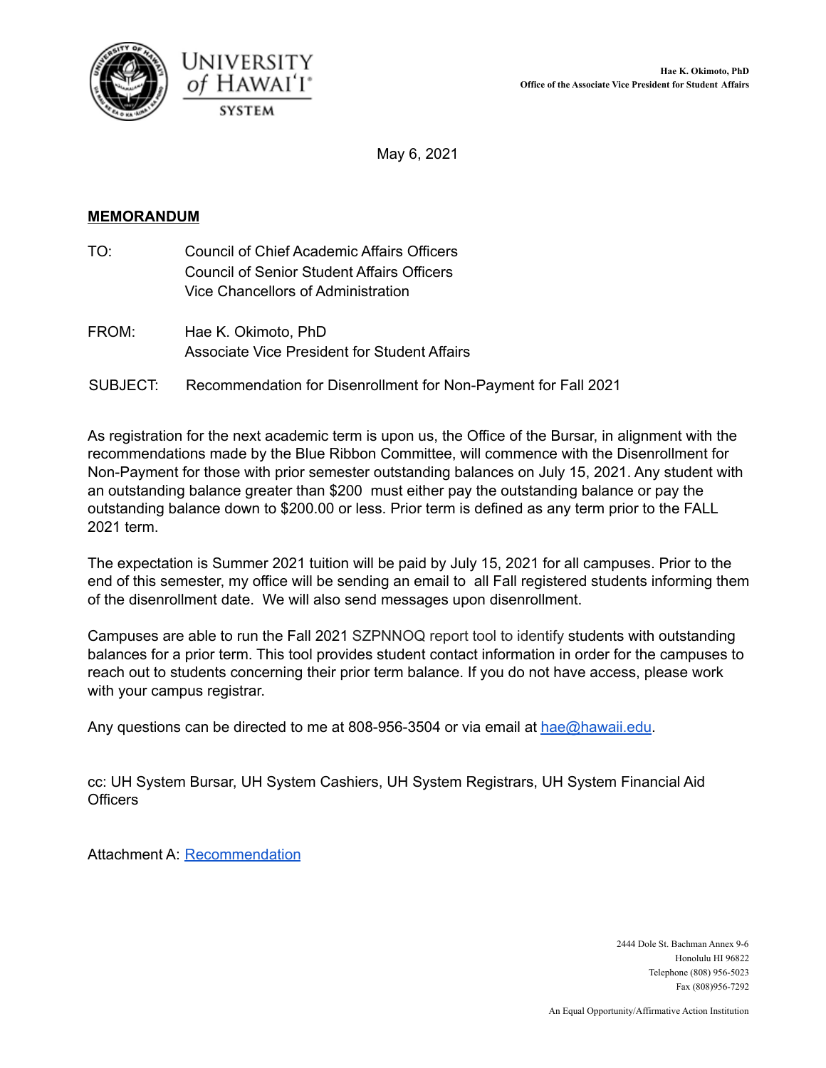UNIVERSITY of HAWAI'I® SYSTEM

**Hae K. Okimoto, PhD**
**Office of the Associate Vice President for Student Affairs**

May 6, 2021

**MEMORANDUM**

TO: Council of Chief Academic Affairs Officers
Council of Senior Student Affairs Officers
Vice Chancellors of Administration

FROM: Hae K. Okimoto, PhD
Associate Vice President for Student Affairs

SUBJECT: Recommendation for Disenrollment for Non-Payment for Fall 2021

As registration for the next academic term is upon us, the Office of the Bursar, in alignment with the recommendations made by the Blue Ribbon Committee, will commence with the Disenrollment for Non-Payment for those with prior semester outstanding balances on July 15, 2021. Any student with an outstanding balance greater than $200 must either pay the outstanding balance or pay the outstanding balance down to $200.00 or less. Prior term is defined as any term prior to the FALL 2021 term.

The expectation is Summer 2021 tuition will be paid by July 15, 2021 for all campuses. Prior to the end of this semester, my office will be sending an email to all Fall registered students informing them of the disenrollment date. We will also send messages upon disenrollment.

Campuses are able to run the Fall 2021 SZPNNOQ report tool to identify students with outstanding balances for a prior term. This tool provides student contact information in order for the campuses to reach out to students concerning their prior term balance. If you do not have access, please work with your campus registrar.

Any questions can be directed to me at 808-956-3504 or via email at hae@hawaii.edu.

cc: UH System Bursar, UH System Cashiers, UH System Registrars, UH System Financial Aid Officers

Attachment A: Recommendation

2444 Dole St. Bachman Annex 9-6
Honolulu HI 96822
Telephone (808) 956-5023
Fax (808)956-7292

An Equal Opportunity/Affirmative Action Institution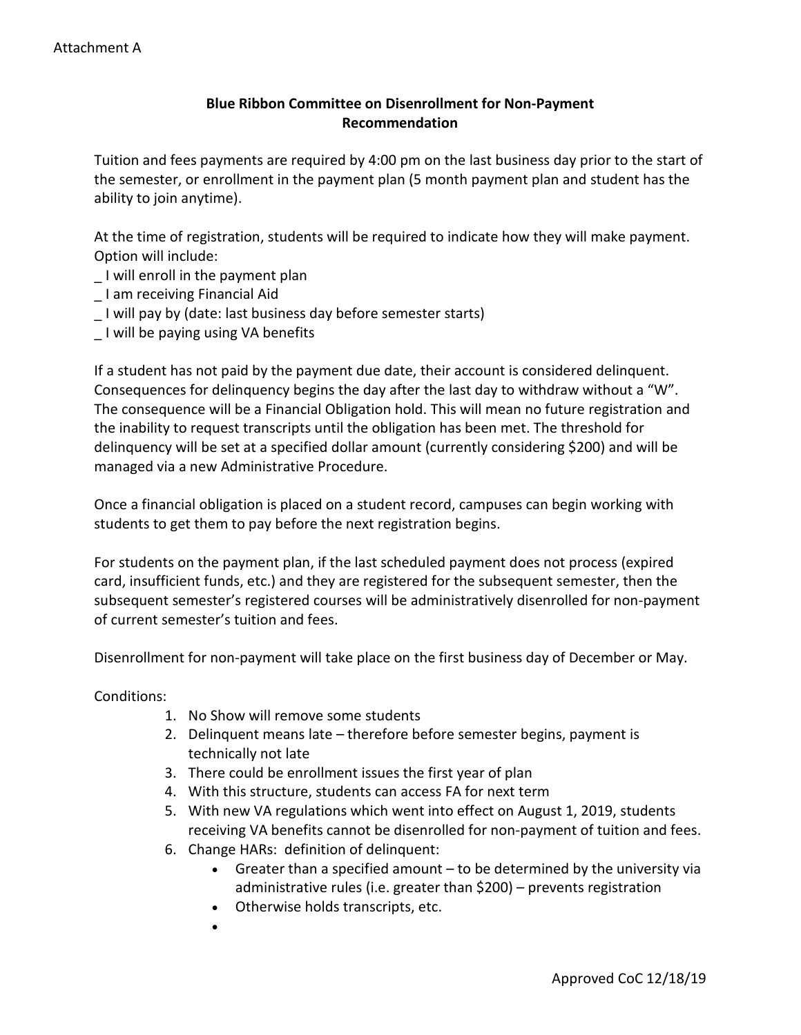Attachment A

**Blue Ribbon Committee on Disenrollment for Non-Payment**
**Recommendation**

Tuition and fees payments are required by 4:00 pm on the last business day prior to the start of the semester, or enrollment in the payment plan (5 month payment plan and student has the ability to join anytime).

At the time of registration, students will be required to indicate how they will make payment. Option will include:

_ I will enroll in the payment plan
_ I am receiving Financial Aid
_ I will pay by (date: last business day before semester starts)
_ I will be paying using VA benefits

If a student has not paid by the payment due date, their account is considered delinquent. Consequences for delinquency begins the day after the last day to withdraw without a "W". The consequence will be a Financial Obligation hold. This will mean no future registration and the inability to request transcripts until the obligation has been met. The threshold for delinquency will be set at a specified dollar amount (currently considering $200) and will be managed via a new Administrative Procedure.

Once a financial obligation is placed on a student record, campuses can begin working with students to get them to pay before the next registration begins.

For students on the payment plan, if the last scheduled payment does not process (expired card, insufficient funds, etc.) and they are registered for the subsequent semester, then the subsequent semester's registered courses will be administratively disenrolled for non-payment of current semester's tuition and fees.

Disenrollment for non-payment will take place on the first business day of December or May.

Conditions:

1. No Show will remove some students
2. Delinquent means late – therefore before semester begins, payment is technically not late
3. There could be enrollment issues the first year of plan
4. With this structure, students can access FA for next term
5. With new VA regulations which went into effect on August 1, 2019, students receiving VA benefits cannot be disenrolled for non-payment of tuition and fees.
6. Change HARs: definition of delinquent:
   - Greater than a specified amount – to be determined by the university via administrative rules (i.e. greater than $200) – prevents registration
   - Otherwise holds transcripts, etc.
   -

Approved CoC 12/18/19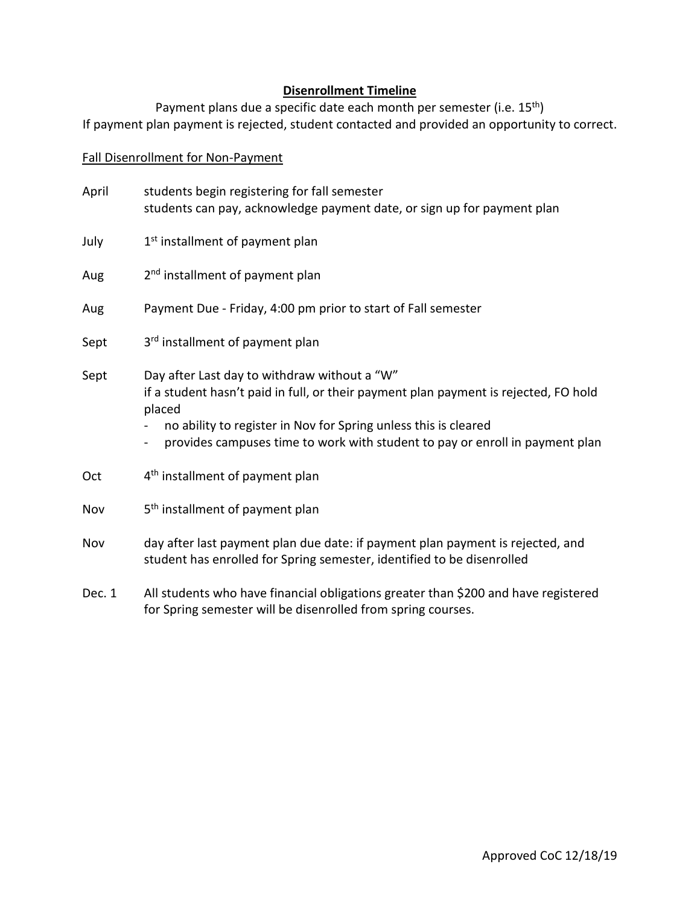# Disenrollment Timeline

Payment plans due a specific date each month per semester (i.e. 15th)

If payment plan payment is rejected, student contacted and provided an opportunity to correct.

## Fall Disenrollment for Non-Payment

| | |
|---|---|
| April | students begin registering for fall semester<br>students can pay, acknowledge payment date, or sign up for payment plan |
| July | 1st installment of payment plan |
| Aug | 2nd installment of payment plan |
| Aug | Payment Due - Friday, 4:00 pm prior to start of Fall semester |
| Sept | 3rd installment of payment plan |
| Sept | Day after Last day to withdraw without a "W"<br>if a student hasn't paid in full, or their payment plan payment is rejected, FO hold placed<br>- no ability to register in Nov for Spring unless this is cleared<br>- provides campuses time to work with student to pay or enroll in payment plan |
| Oct | 4th installment of payment plan |
| Nov | 5th installment of payment plan |
| Nov | day after last payment plan due date: if payment plan payment is rejected, and student has enrolled for Spring semester, identified to be disenrolled |
| Dec. 1 | All students who have financial obligations greater than $200 and have registered for Spring semester will be disenrolled from spring courses. |

Approved CoC 12/18/19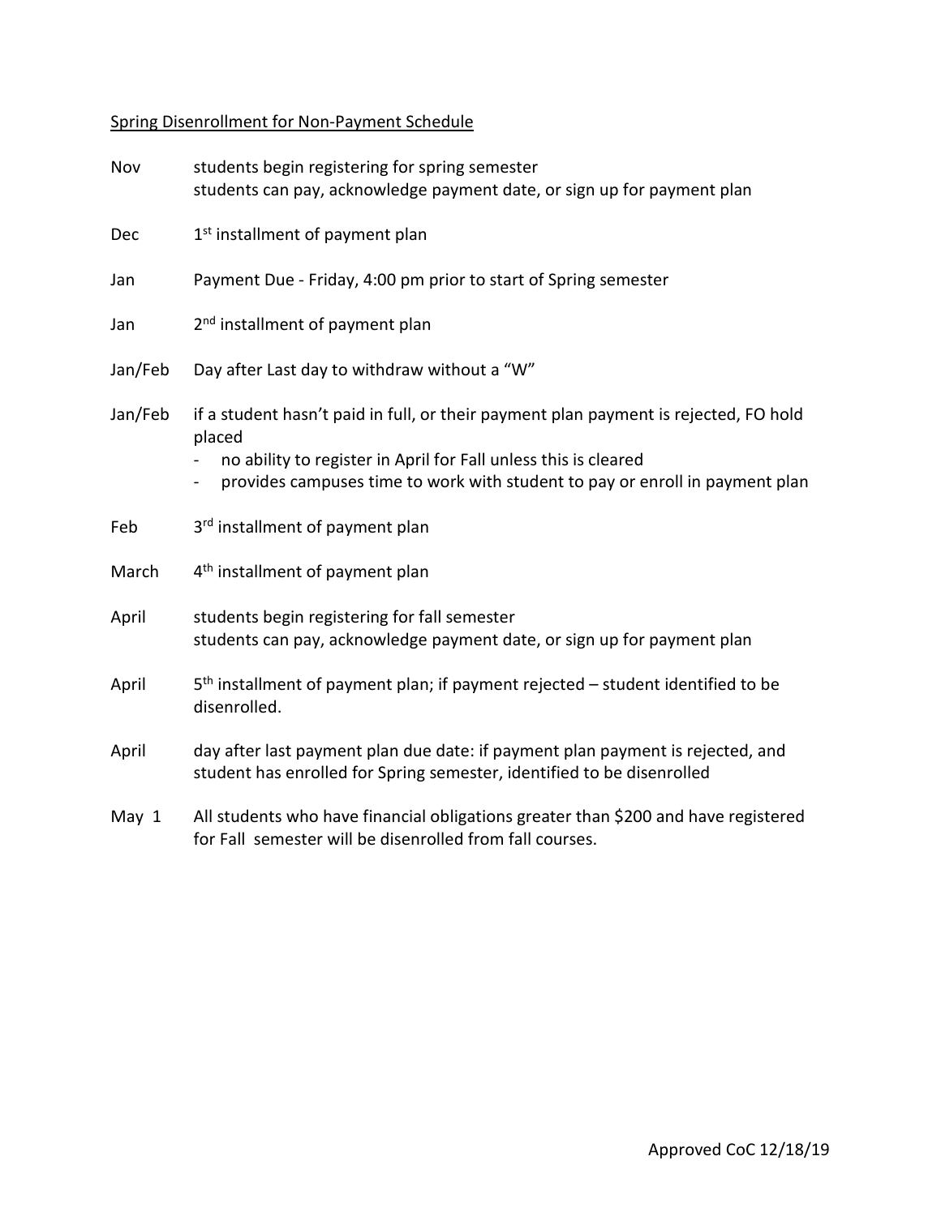<u>Spring Disenrollment for Non-Payment Schedule</u>

| | |
|---|---|
| Nov | students begin registering for spring semester<br>students can pay, acknowledge payment date, or sign up for payment plan |
| Dec | 1st installment of payment plan |
| Jan | Payment Due - Friday, 4:00 pm prior to start of Spring semester |
| Jan | 2nd installment of payment plan |
| Jan/Feb | Day after Last day to withdraw without a "W" |
| Jan/Feb | if a student hasn't paid in full, or their payment plan payment is rejected, FO hold placed<br>- no ability to register in April for Fall unless this is cleared<br>- provides campuses time to work with student to pay or enroll in payment plan |
| Feb | 3rd installment of payment plan |
| March | 4th installment of payment plan |
| April | students begin registering for fall semester<br>students can pay, acknowledge payment date, or sign up for payment plan |
| April | 5th installment of payment plan; if payment rejected – student identified to be disenrolled. |
| April | day after last payment plan due date: if payment plan payment is rejected, and student has enrolled for Spring semester, identified to be disenrolled |
| May 1 | All students who have financial obligations greater than $200 and have registered for Fall semester will be disenrolled from fall courses. |

Approved CoC 12/18/19